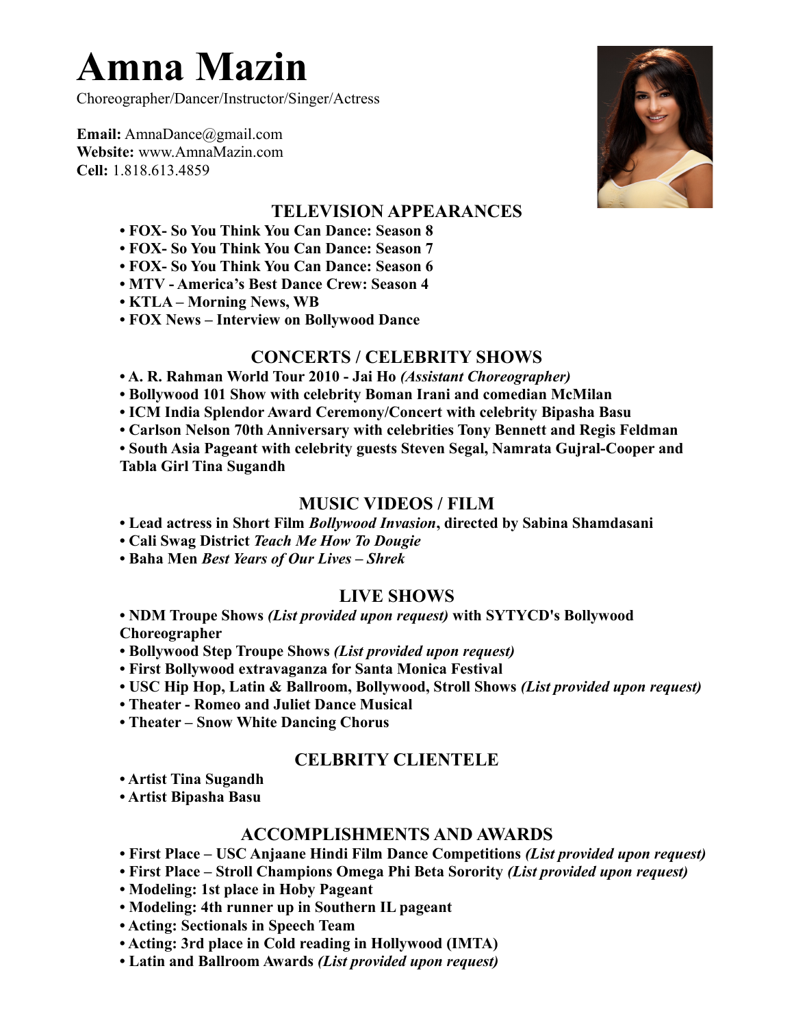# Amna Mazin

Choreographer/Dancer/Instructor/Singer/Actress

**Email:** AmnaDance@gmail.com
**Website:** www.AmnaMazin.com
**Cell:** 1.818.613.4859

## TELEVISION APPEARANCES

- **FOX- So You Think You Can Dance: Season 8**
- **FOX- So You Think You Can Dance: Season 7**
- **FOX- So You Think You Can Dance: Season 6**
- **MTV - America's Best Dance Crew: Season 4**
- **KTLA – Morning News, WB**
- **FOX News – Interview on Bollywood Dance**

## CONCERTS / CELEBRITY SHOWS

- **A. R. Rahman World Tour 2010 - Jai Ho *(Assistant Choreographer)***
- **Bollywood 101 Show with celebrity Boman Irani and comedian McMilan**
- **ICM India Splendor Award Ceremony/Concert with celebrity Bipasha Basu**
- **Carlson Nelson 70th Anniversary with celebrities Tony Bennett and Regis Feldman**
- **South Asia Pageant with celebrity guests Steven Segal, Namrata Gujral-Cooper and Tabla Girl Tina Sugandh**

## MUSIC VIDEOS / FILM

- **Lead actress in Short Film *Bollywood Invasion*, directed by Sabina Shamdasani**
- **Cali Swag District *Teach Me How To Dougie***
- **Baha Men *Best Years of Our Lives – Shrek***

## LIVE SHOWS

- **NDM Troupe Shows *(List provided upon request)* with SYTYCD's Bollywood Choreographer**
- **Bollywood Step Troupe Shows *(List provided upon request)***
- **First Bollywood extravaganza for Santa Monica Festival**
- **USC Hip Hop, Latin & Ballroom, Bollywood, Stroll Shows *(List provided upon request)***
- **Theater - Romeo and Juliet Dance Musical**
- **Theater – Snow White Dancing Chorus**

## CELBRITY CLIENTELE

- **Artist Tina Sugandh**
- **Artist Bipasha Basu**

## ACCOMPLISHMENTS AND AWARDS

- **First Place – USC Anjaane Hindi Film Dance Competitions *(List provided upon request)***
- **First Place – Stroll Champions Omega Phi Beta Sorority *(List provided upon request)***
- **Modeling: 1st place in Hoby Pageant**
- **Modeling: 4th runner up in Southern IL pageant**
- **Acting: Sectionals in Speech Team**
- **Acting: 3rd place in Cold reading in Hollywood (IMTA)**
- **Latin and Ballroom Awards *(List provided upon request)***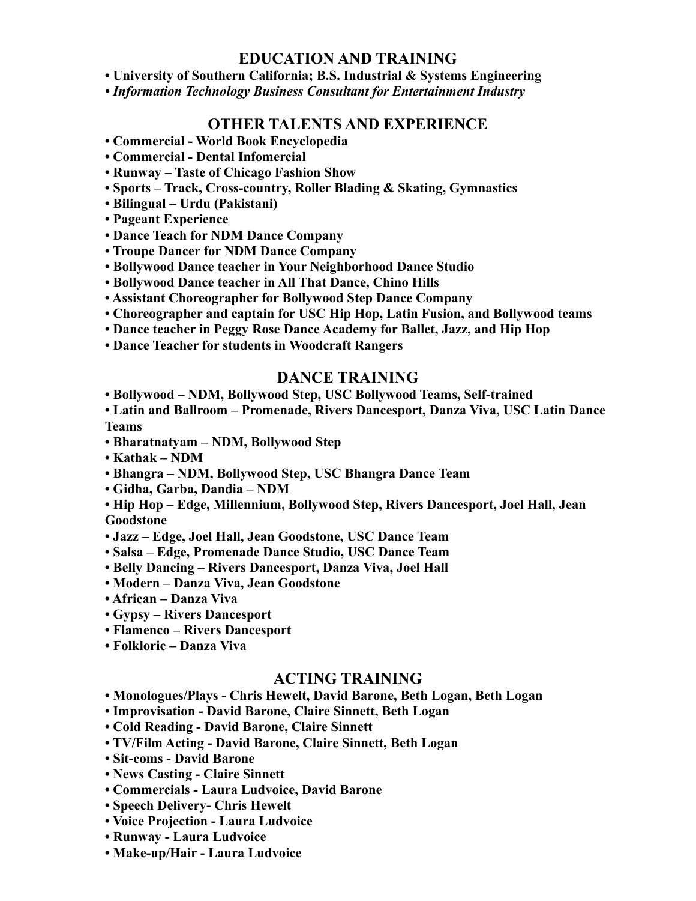## EDUCATION AND TRAINING

- **University of Southern California; B.S. Industrial & Systems Engineering**
- ***Information Technology Business Consultant for Entertainment Industry***

## OTHER TALENTS AND EXPERIENCE

- **Commercial - World Book Encyclopedia**
- **Commercial - Dental Infomercial**
- **Runway – Taste of Chicago Fashion Show**
- **Sports – Track, Cross-country, Roller Blading & Skating, Gymnastics**
- **Bilingual – Urdu (Pakistani)**
- **Pageant Experience**
- **Dance Teach for NDM Dance Company**
- **Troupe Dancer for NDM Dance Company**
- **Bollywood Dance teacher in Your Neighborhood Dance Studio**
- **Bollywood Dance teacher in All That Dance, Chino Hills**
- **Assistant Choreographer for Bollywood Step Dance Company**
- **Choreographer and captain for USC Hip Hop, Latin Fusion, and Bollywood teams**
- **Dance teacher in Peggy Rose Dance Academy for Ballet, Jazz, and Hip Hop**
- **Dance Teacher for students in Woodcraft Rangers**

## DANCE TRAINING

- **Bollywood – NDM, Bollywood Step, USC Bollywood Teams, Self-trained**
- **Latin and Ballroom – Promenade, Rivers Dancesport, Danza Viva, USC Latin Dance Teams**
- **Bharatnatyam – NDM, Bollywood Step**
- **Kathak – NDM**
- **Bhangra – NDM, Bollywood Step, USC Bhangra Dance Team**
- **Gidha, Garba, Dandia – NDM**
- **Hip Hop – Edge, Millennium, Bollywood Step, Rivers Dancesport, Joel Hall, Jean Goodstone**
- **Jazz – Edge, Joel Hall, Jean Goodstone, USC Dance Team**
- **Salsa – Edge, Promenade Dance Studio, USC Dance Team**
- **Belly Dancing – Rivers Dancesport, Danza Viva, Joel Hall**
- **Modern – Danza Viva, Jean Goodstone**
- **African – Danza Viva**
- **Gypsy – Rivers Dancesport**
- **Flamenco – Rivers Dancesport**
- **Folkloric – Danza Viva**

## ACTING TRAINING

- **Monologues/Plays - Chris Hewelt, David Barone, Beth Logan, Beth Logan**
- **Improvisation - David Barone, Claire Sinnett, Beth Logan**
- **Cold Reading - David Barone, Claire Sinnett**
- **TV/Film Acting - David Barone, Claire Sinnett, Beth Logan**
- **Sit-coms - David Barone**
- **News Casting - Claire Sinnett**
- **Commercials - Laura Ludvoice, David Barone**
- **Speech Delivery- Chris Hewelt**
- **Voice Projection - Laura Ludvoice**
- **Runway - Laura Ludvoice**
- **Make-up/Hair - Laura Ludvoice**